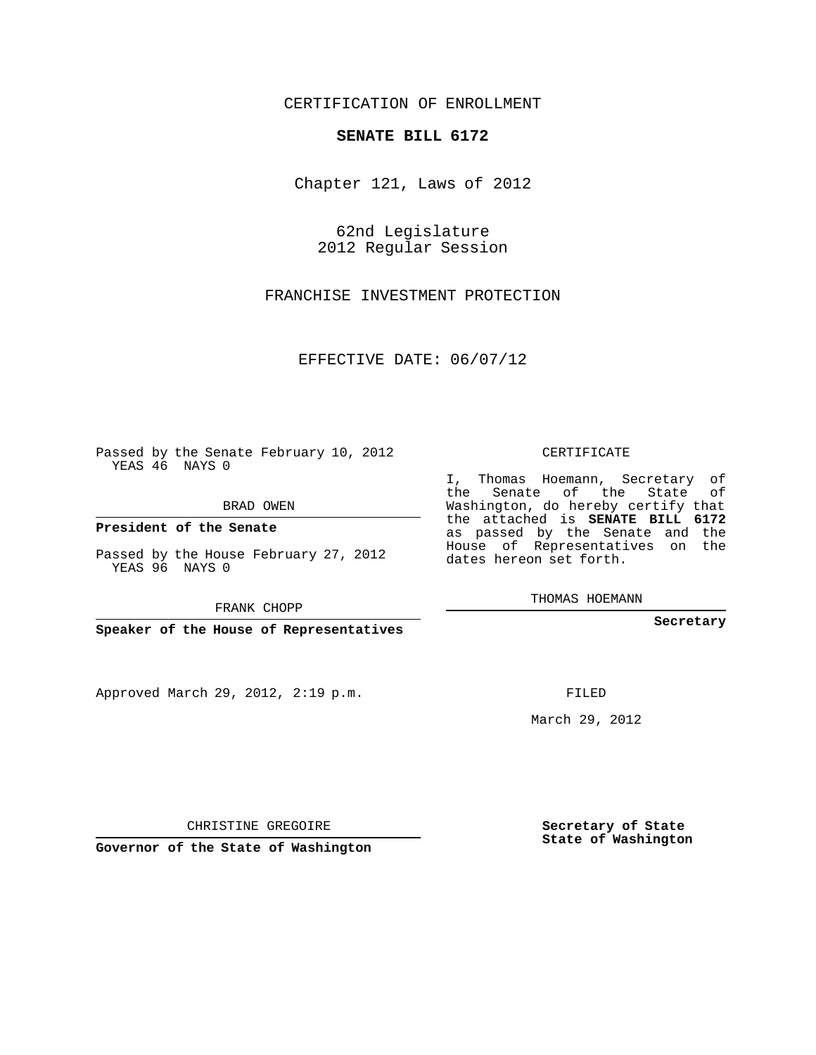CERTIFICATION OF ENROLLMENT

**SENATE BILL 6172**

Chapter 121, Laws of 2012

62nd Legislature
2012 Regular Session

FRANCHISE INVESTMENT PROTECTION

EFFECTIVE DATE: 06/07/12

Passed by the Senate February 10, 2012
YEAS 46 NAYS 0

BRAD OWEN

**President of the Senate**

Passed by the House February 27, 2012
YEAS 96 NAYS 0

FRANK CHOPP

**Speaker of the House of Representatives**

CERTIFICATE

I, Thomas Hoemann, Secretary of the Senate of the State of Washington, do hereby certify that the attached is **SENATE BILL 6172** as passed by the Senate and the House of Representatives on the dates hereon set forth.

THOMAS HOEMANN

**Secretary**

Approved March 29, 2012, 2:19 p.m.

FILED

March 29, 2012

CHRISTINE GREGOIRE

**Governor of the State of Washington**

**Secretary of State**
**State of Washington**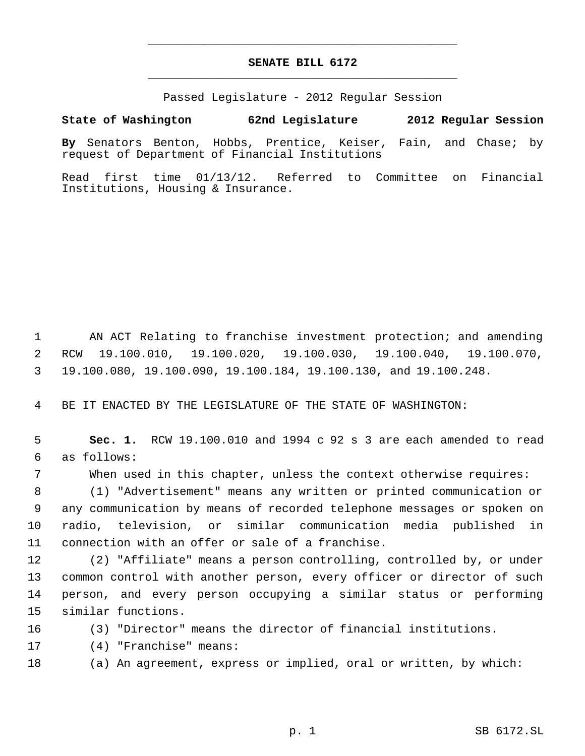# SENATE BILL 6172

Passed Legislature - 2012 Regular Session

**State of Washington 62nd Legislature 2012 Regular Session**

**By** Senators Benton, Hobbs, Prentice, Keiser, Fain, and Chase; by request of Department of Financial Institutions

Read first time 01/13/12. Referred to Committee on Financial Institutions, Housing & Insurance.

AN ACT Relating to franchise investment protection; and amending RCW 19.100.010, 19.100.020, 19.100.030, 19.100.040, 19.100.070, 19.100.080, 19.100.090, 19.100.184, 19.100.130, and 19.100.248.

BE IT ENACTED BY THE LEGISLATURE OF THE STATE OF WASHINGTON:

**Sec. 1.** RCW 19.100.010 and 1994 c 92 s 3 are each amended to read as follows:

When used in this chapter, unless the context otherwise requires:

(1) "Advertisement" means any written or printed communication or any communication by means of recorded telephone messages or spoken on radio, television, or similar communication media published in connection with an offer or sale of a franchise.

(2) "Affiliate" means a person controlling, controlled by, or under common control with another person, every officer or director of such person, and every person occupying a similar status or performing similar functions.

(3) "Director" means the director of financial institutions.

(4) "Franchise" means:

(a) An agreement, express or implied, oral or written, by which: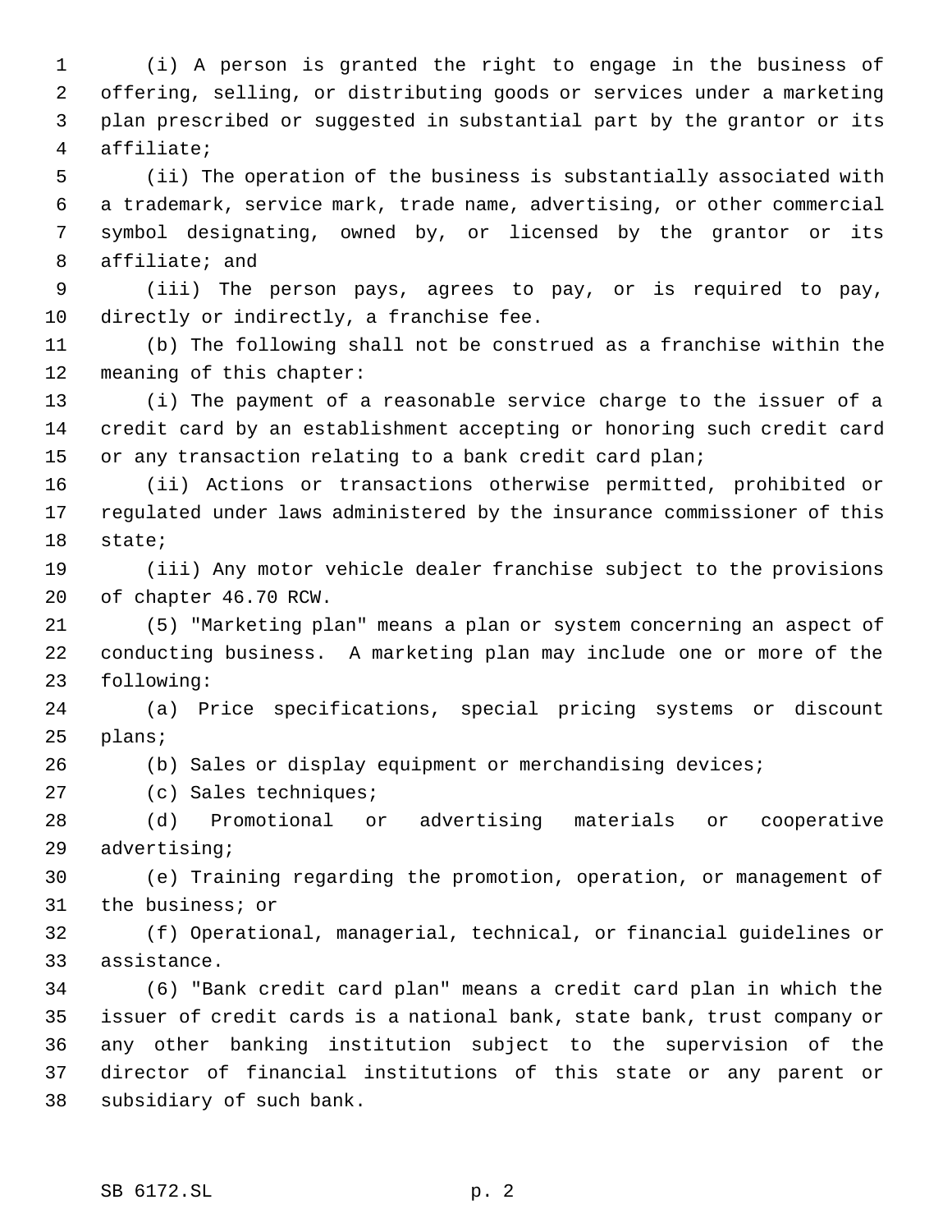(i) A person is granted the right to engage in the business of offering, selling, or distributing goods or services under a marketing plan prescribed or suggested in substantial part by the grantor or its affiliate;

(ii) The operation of the business is substantially associated with a trademark, service mark, trade name, advertising, or other commercial symbol designating, owned by, or licensed by the grantor or its affiliate; and

(iii) The person pays, agrees to pay, or is required to pay, directly or indirectly, a franchise fee.

(b) The following shall not be construed as a franchise within the meaning of this chapter:

(i) The payment of a reasonable service charge to the issuer of a credit card by an establishment accepting or honoring such credit card or any transaction relating to a bank credit card plan;

(ii) Actions or transactions otherwise permitted, prohibited or regulated under laws administered by the insurance commissioner of this state;

(iii) Any motor vehicle dealer franchise subject to the provisions of chapter 46.70 RCW.

(5) "Marketing plan" means a plan or system concerning an aspect of conducting business. A marketing plan may include one or more of the following:

(a) Price specifications, special pricing systems or discount plans;

(b) Sales or display equipment or merchandising devices;

(c) Sales techniques;

(d) Promotional or advertising materials or cooperative advertising;

(e) Training regarding the promotion, operation, or management of the business; or

(f) Operational, managerial, technical, or financial guidelines or assistance.

(6) "Bank credit card plan" means a credit card plan in which the issuer of credit cards is a national bank, state bank, trust company or any other banking institution subject to the supervision of the director of financial institutions of this state or any parent or subsidiary of such bank.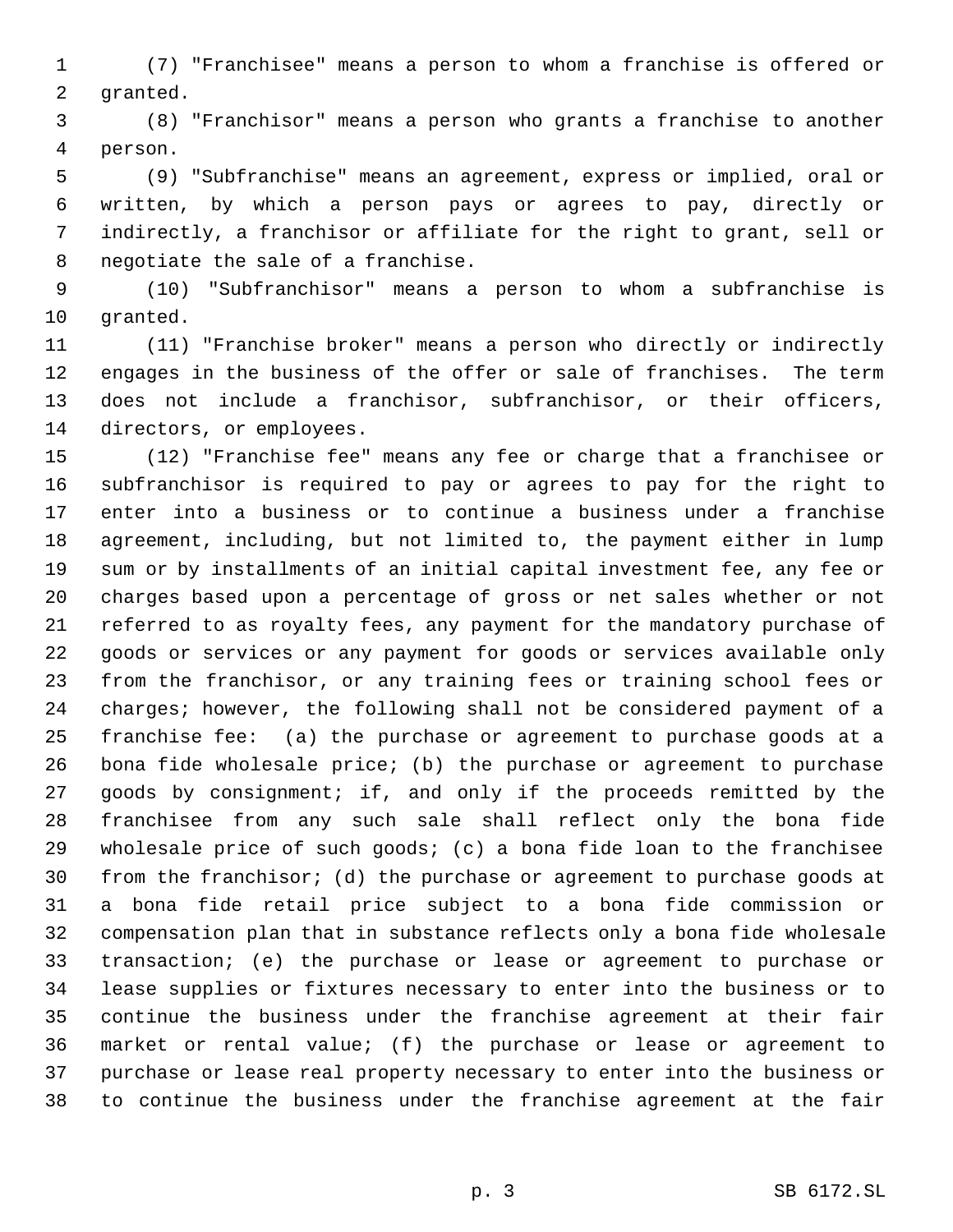(7) "Franchisee" means a person to whom a franchise is offered or granted.

(8) "Franchisor" means a person who grants a franchise to another person.

(9) "Subfranchise" means an agreement, express or implied, oral or written, by which a person pays or agrees to pay, directly or indirectly, a franchisor or affiliate for the right to grant, sell or negotiate the sale of a franchise.

(10) "Subfranchisor" means a person to whom a subfranchise is granted.

(11) "Franchise broker" means a person who directly or indirectly engages in the business of the offer or sale of franchises. The term does not include a franchisor, subfranchisor, or their officers, directors, or employees.

(12) "Franchise fee" means any fee or charge that a franchisee or subfranchisor is required to pay or agrees to pay for the right to enter into a business or to continue a business under a franchise agreement, including, but not limited to, the payment either in lump sum or by installments of an initial capital investment fee, any fee or charges based upon a percentage of gross or net sales whether or not referred to as royalty fees, any payment for the mandatory purchase of goods or services or any payment for goods or services available only from the franchisor, or any training fees or training school fees or charges; however, the following shall not be considered payment of a franchise fee: (a) the purchase or agreement to purchase goods at a bona fide wholesale price; (b) the purchase or agreement to purchase goods by consignment; if, and only if the proceeds remitted by the franchisee from any such sale shall reflect only the bona fide wholesale price of such goods; (c) a bona fide loan to the franchisee from the franchisor; (d) the purchase or agreement to purchase goods at a bona fide retail price subject to a bona fide commission or compensation plan that in substance reflects only a bona fide wholesale transaction; (e) the purchase or lease or agreement to purchase or lease supplies or fixtures necessary to enter into the business or to continue the business under the franchise agreement at their fair market or rental value; (f) the purchase or lease or agreement to purchase or lease real property necessary to enter into the business or to continue the business under the franchise agreement at the fair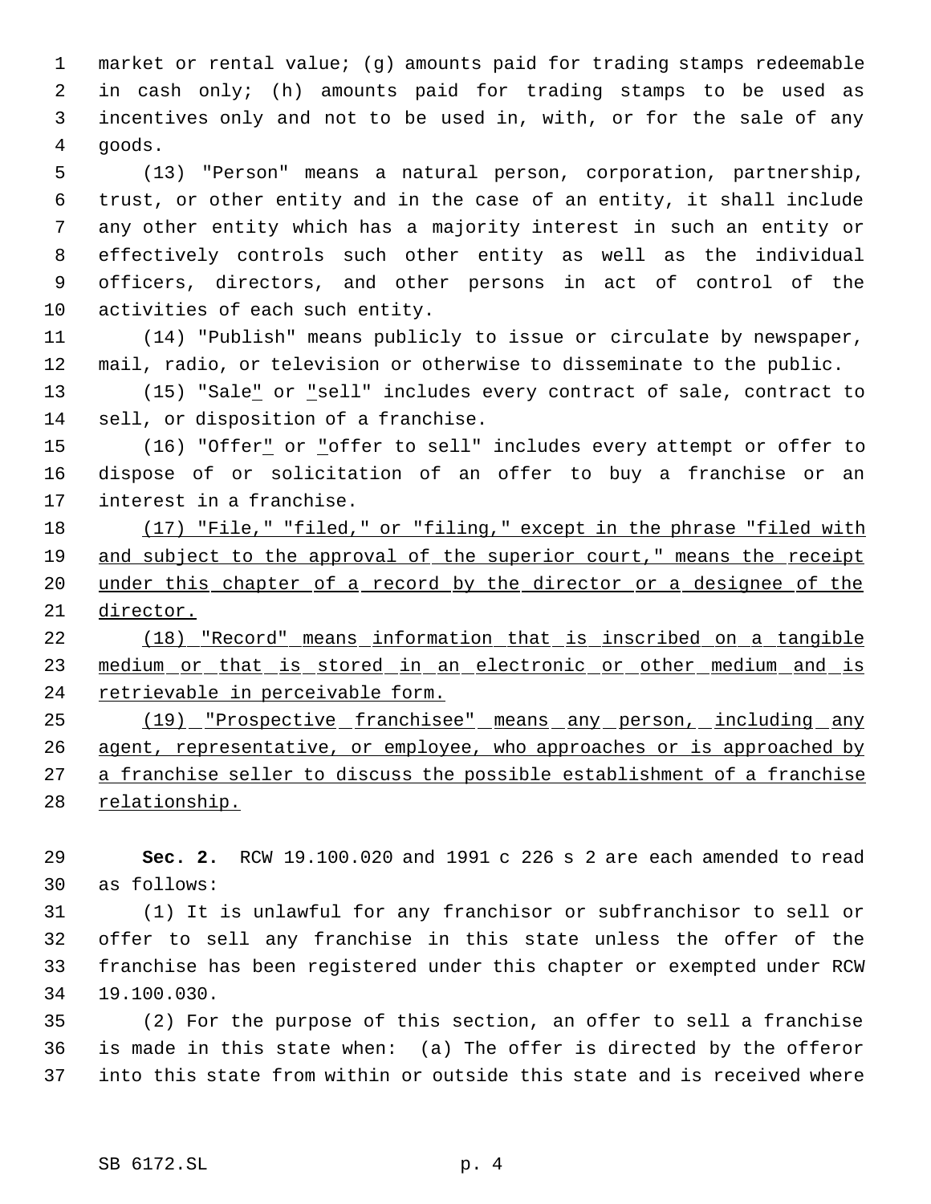market or rental value; (g) amounts paid for trading stamps redeemable in cash only; (h) amounts paid for trading stamps to be used as incentives only and not to be used in, with, or for the sale of any goods.

(13) "Person" means a natural person, corporation, partnership, trust, or other entity and in the case of an entity, it shall include any other entity which has a majority interest in such an entity or effectively controls such other entity as well as the individual officers, directors, and other persons in act of control of the activities of each such entity.

(14) "Publish" means publicly to issue or circulate by newspaper, mail, radio, or television or otherwise to disseminate to the public.

(15) "Sale" or "sell" includes every contract of sale, contract to sell, or disposition of a franchise.

(16) "Offer" or "offer to sell" includes every attempt or offer to dispose of or solicitation of an offer to buy a franchise or an interest in a franchise.

<u>(17) "File," "filed," or "filing," except in the phrase "filed with and subject to the approval of the superior court," means the receipt under this chapter of a record by the director or a designee of the director.</u>

<u>(18) "Record" means information that is inscribed on a tangible medium or that is stored in an electronic or other medium and is retrievable in perceivable form.</u>

<u>(19) "Prospective franchisee" means any person, including any agent, representative, or employee, who approaches or is approached by a franchise seller to discuss the possible establishment of a franchise relationship.</u>

**Sec. 2.** RCW 19.100.020 and 1991 c 226 s 2 are each amended to read as follows:

(1) It is unlawful for any franchisor or subfranchisor to sell or offer to sell any franchise in this state unless the offer of the franchise has been registered under this chapter or exempted under RCW 19.100.030.

(2) For the purpose of this section, an offer to sell a franchise is made in this state when: (a) The offer is directed by the offeror into this state from within or outside this state and is received where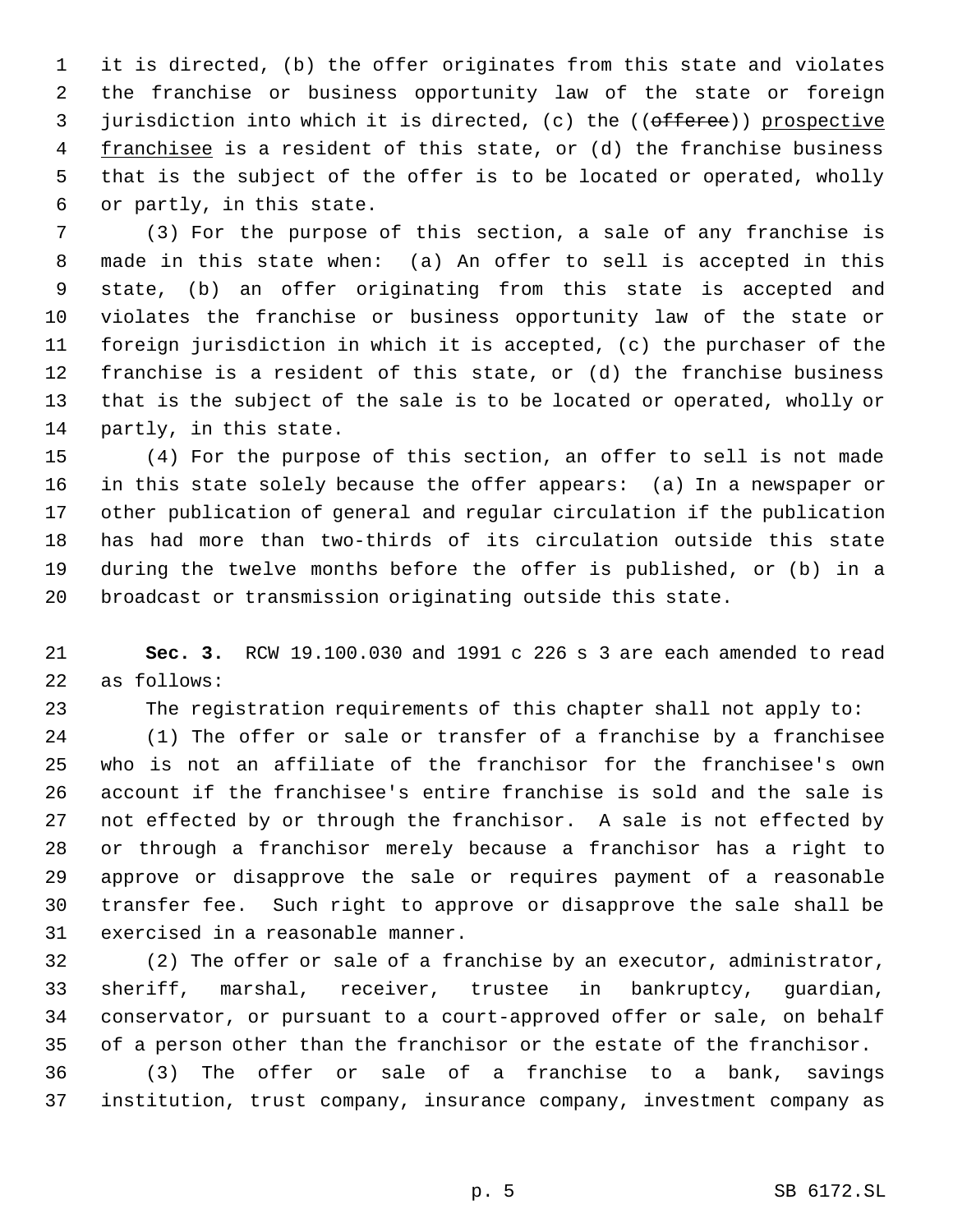it is directed, (b) the offer originates from this state and violates the franchise or business opportunity law of the state or foreign jurisdiction into which it is directed, (c) the ((~~offeree~~)) <u>prospective franchisee</u> is a resident of this state, or (d) the franchise business that is the subject of the offer is to be located or operated, wholly or partly, in this state.

(3) For the purpose of this section, a sale of any franchise is made in this state when: (a) An offer to sell is accepted in this state, (b) an offer originating from this state is accepted and violates the franchise or business opportunity law of the state or foreign jurisdiction in which it is accepted, (c) the purchaser of the franchise is a resident of this state, or (d) the franchise business that is the subject of the sale is to be located or operated, wholly or partly, in this state.

(4) For the purpose of this section, an offer to sell is not made in this state solely because the offer appears: (a) In a newspaper or other publication of general and regular circulation if the publication has had more than two-thirds of its circulation outside this state during the twelve months before the offer is published, or (b) in a broadcast or transmission originating outside this state.

**Sec. 3.** RCW 19.100.030 and 1991 c 226 s 3 are each amended to read as follows:

The registration requirements of this chapter shall not apply to:

(1) The offer or sale or transfer of a franchise by a franchisee who is not an affiliate of the franchisor for the franchisee's own account if the franchisee's entire franchise is sold and the sale is not effected by or through the franchisor. A sale is not effected by or through a franchisor merely because a franchisor has a right to approve or disapprove the sale or requires payment of a reasonable transfer fee. Such right to approve or disapprove the sale shall be exercised in a reasonable manner.

(2) The offer or sale of a franchise by an executor, administrator, sheriff, marshal, receiver, trustee in bankruptcy, guardian, conservator, or pursuant to a court-approved offer or sale, on behalf of a person other than the franchisor or the estate of the franchisor.

(3) The offer or sale of a franchise to a bank, savings institution, trust company, insurance company, investment company as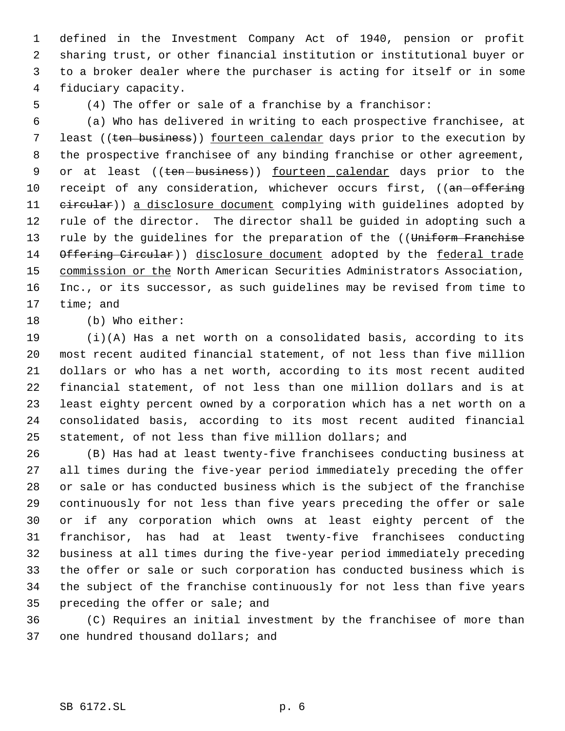defined in the Investment Company Act of 1940, pension or profit sharing trust, or other financial institution or institutional buyer or to a broker dealer where the purchaser is acting for itself or in some fiduciary capacity.

(4) The offer or sale of a franchise by a franchisor:

(a) Who has delivered in writing to each prospective franchisee, at least ((~~ten business~~)) fourteen calendar days prior to the execution by the prospective franchisee of any binding franchise or other agreement, or at least ((~~ten business~~)) fourteen calendar days prior to the receipt of any consideration, whichever occurs first, ((~~an offering circular~~)) a disclosure document complying with guidelines adopted by rule of the director. The director shall be guided in adopting such a rule by the guidelines for the preparation of the ((~~Uniform Franchise Offering Circular~~)) disclosure document adopted by the federal trade commission or the North American Securities Administrators Association, Inc., or its successor, as such guidelines may be revised from time to time; and

(b) Who either:

(i)(A) Has a net worth on a consolidated basis, according to its most recent audited financial statement, of not less than five million dollars or who has a net worth, according to its most recent audited financial statement, of not less than one million dollars and is at least eighty percent owned by a corporation which has a net worth on a consolidated basis, according to its most recent audited financial statement, of not less than five million dollars; and

(B) Has had at least twenty-five franchisees conducting business at all times during the five-year period immediately preceding the offer or sale or has conducted business which is the subject of the franchise continuously for not less than five years preceding the offer or sale or if any corporation which owns at least eighty percent of the franchisor, has had at least twenty-five franchisees conducting business at all times during the five-year period immediately preceding the offer or sale or such corporation has conducted business which is the subject of the franchise continuously for not less than five years preceding the offer or sale; and

(C) Requires an initial investment by the franchisee of more than one hundred thousand dollars; and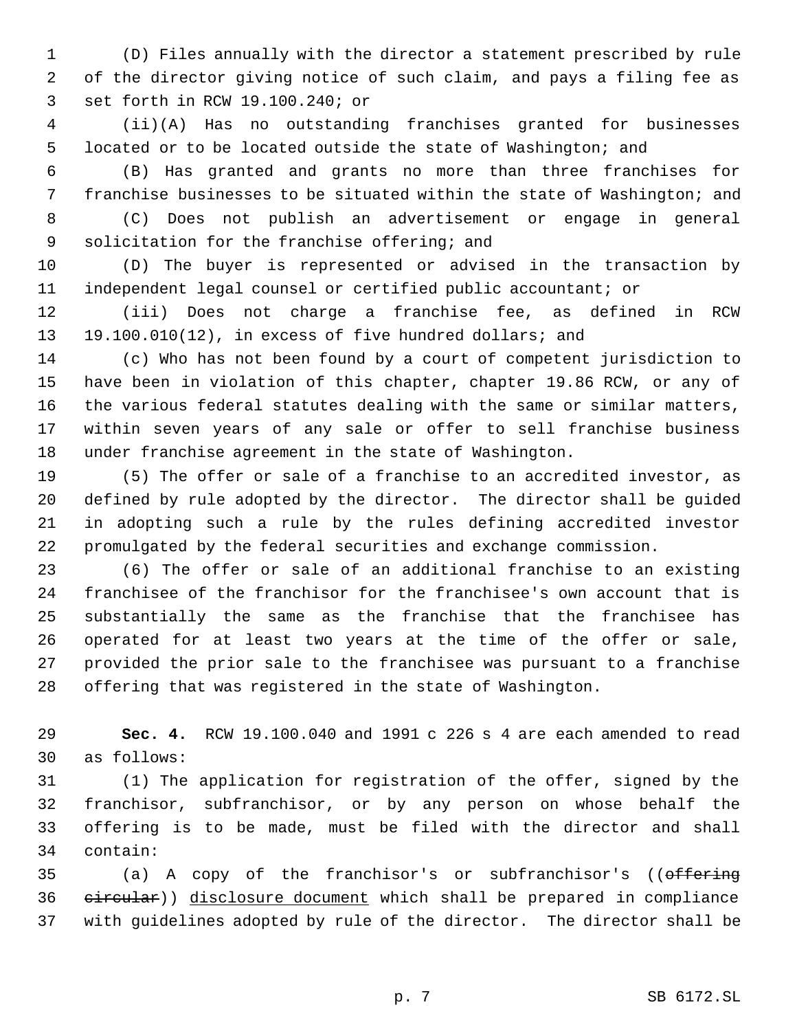(D) Files annually with the director a statement prescribed by rule of the director giving notice of such claim, and pays a filing fee as set forth in RCW 19.100.240; or

(ii)(A) Has no outstanding franchises granted for businesses located or to be located outside the state of Washington; and

(B) Has granted and grants no more than three franchises for franchise businesses to be situated within the state of Washington; and

(C) Does not publish an advertisement or engage in general solicitation for the franchise offering; and

(D) The buyer is represented or advised in the transaction by independent legal counsel or certified public accountant; or

(iii) Does not charge a franchise fee, as defined in RCW 19.100.010(12), in excess of five hundred dollars; and

(c) Who has not been found by a court of competent jurisdiction to have been in violation of this chapter, chapter 19.86 RCW, or any of the various federal statutes dealing with the same or similar matters, within seven years of any sale or offer to sell franchise business under franchise agreement in the state of Washington.

(5) The offer or sale of a franchise to an accredited investor, as defined by rule adopted by the director. The director shall be guided in adopting such a rule by the rules defining accredited investor promulgated by the federal securities and exchange commission.

(6) The offer or sale of an additional franchise to an existing franchisee of the franchisor for the franchisee's own account that is substantially the same as the franchise that the franchisee has operated for at least two years at the time of the offer or sale, provided the prior sale to the franchisee was pursuant to a franchise offering that was registered in the state of Washington.

**Sec. 4.** RCW 19.100.040 and 1991 c 226 s 4 are each amended to read as follows:

(1) The application for registration of the offer, signed by the franchisor, subfranchisor, or by any person on whose behalf the offering is to be made, must be filed with the director and shall contain:

(a) A copy of the franchisor's or subfranchisor's ((~~offering circular~~)) <u>disclosure document</u> which shall be prepared in compliance with guidelines adopted by rule of the director. The director shall be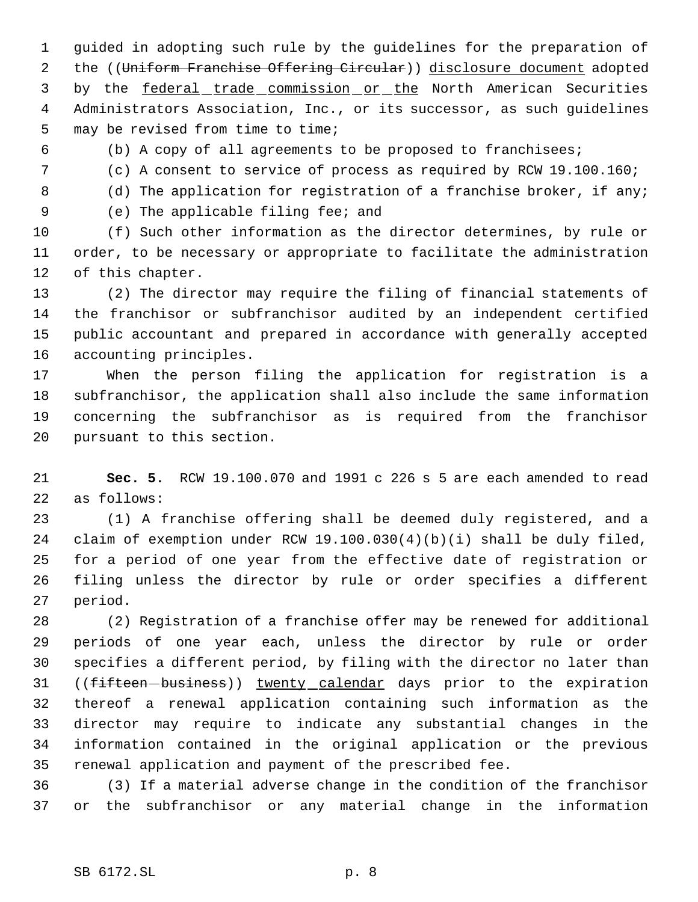guided in adopting such rule by the guidelines for the preparation of the ((~~Uniform Franchise Offering Circular~~)) <u>disclosure document</u> adopted by the <u>federal trade commission or the</u> North American Securities Administrators Association, Inc., or its successor, as such guidelines may be revised from time to time;

(b) A copy of all agreements to be proposed to franchisees;

(c) A consent to service of process as required by RCW 19.100.160;

(d) The application for registration of a franchise broker, if any;

(e) The applicable filing fee; and

(f) Such other information as the director determines, by rule or order, to be necessary or appropriate to facilitate the administration of this chapter.

(2) The director may require the filing of financial statements of the franchisor or subfranchisor audited by an independent certified public accountant and prepared in accordance with generally accepted accounting principles.

When the person filing the application for registration is a subfranchisor, the application shall also include the same information concerning the subfranchisor as is required from the franchisor pursuant to this section.

**Sec. 5.** RCW 19.100.070 and 1991 c 226 s 5 are each amended to read as follows:

(1) A franchise offering shall be deemed duly registered, and a claim of exemption under RCW 19.100.030(4)(b)(i) shall be duly filed, for a period of one year from the effective date of registration or filing unless the director by rule or order specifies a different period.

(2) Registration of a franchise offer may be renewed for additional periods of one year each, unless the director by rule or order specifies a different period, by filing with the director no later than ((~~fifteen business~~)) <u>twenty calendar</u> days prior to the expiration thereof a renewal application containing such information as the director may require to indicate any substantial changes in the information contained in the original application or the previous renewal application and payment of the prescribed fee.

(3) If a material adverse change in the condition of the franchisor or the subfranchisor or any material change in the information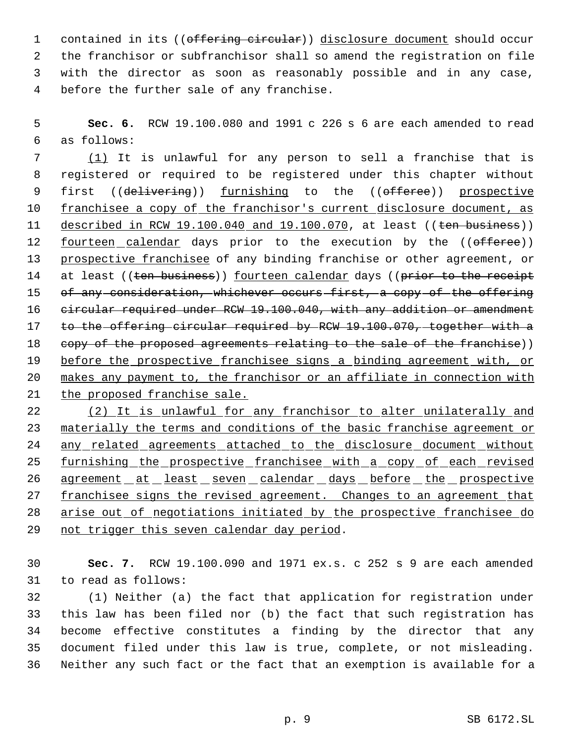contained in its ((~~offering circular~~)) <u>disclosure document</u> should occur the franchisor or subfranchisor shall so amend the registration on file with the director as soon as reasonably possible and in any case, before the further sale of any franchise.

**Sec. 6.** RCW 19.100.080 and 1991 c 226 s 6 are each amended to read as follows:

<u>(1)</u> It is unlawful for any person to sell a franchise that is registered or required to be registered under this chapter without first ((~~delivering~~)) <u>furnishing</u> to the ((~~offeree~~)) <u>prospective franchisee a copy of the franchisor's current disclosure document, as described in RCW 19.100.040 and 19.100.070</u>, at least ((~~ten business~~)) <u>fourteen calendar</u> days prior to the execution by the ((~~offeree~~)) <u>prospective franchisee</u> of any binding franchise or other agreement, or at least ((~~ten business~~)) <u>fourteen calendar</u> days ((~~prior to the receipt of any consideration, whichever occurs first, a copy of the offering circular required under RCW 19.100.040, with any addition or amendment to the offering circular required by RCW 19.100.070, together with a copy of the proposed agreements relating to the sale of the franchise~~)) <u>before the prospective franchisee signs a binding agreement with, or makes any payment to, the franchisor or an affiliate in connection with the proposed franchise sale.</u>

<u>(2) It is unlawful for any franchisor to alter unilaterally and materially the terms and conditions of the basic franchise agreement or any related agreements attached to the disclosure document without furnishing the prospective franchisee with a copy of each revised agreement at least seven calendar days before the prospective franchisee signs the revised agreement. Changes to an agreement that arise out of negotiations initiated by the prospective franchisee do not trigger this seven calendar day period</u>.

**Sec. 7.** RCW 19.100.090 and 1971 ex.s. c 252 s 9 are each amended to read as follows:

(1) Neither (a) the fact that application for registration under this law has been filed nor (b) the fact that such registration has become effective constitutes a finding by the director that any document filed under this law is true, complete, or not misleading. Neither any such fact or the fact that an exemption is available for a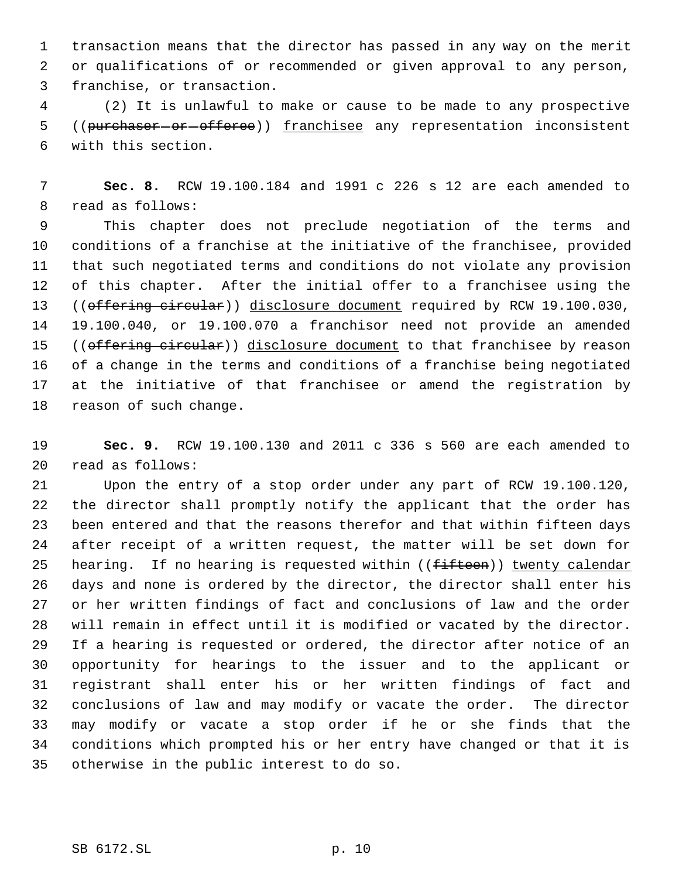transaction means that the director has passed in any way on the merit or qualifications of or recommended or given approval to any person, franchise, or transaction.

(2) It is unlawful to make or cause to be made to any prospective ((~~purchaser or offeree~~)) <u>franchisee</u> any representation inconsistent with this section.

**Sec. 8.** RCW 19.100.184 and 1991 c 226 s 12 are each amended to read as follows:

This chapter does not preclude negotiation of the terms and conditions of a franchise at the initiative of the franchisee, provided that such negotiated terms and conditions do not violate any provision of this chapter. After the initial offer to a franchisee using the ((~~offering circular~~)) <u>disclosure document</u> required by RCW 19.100.030, 19.100.040, or 19.100.070 a franchisor need not provide an amended ((~~offering circular~~)) <u>disclosure document</u> to that franchisee by reason of a change in the terms and conditions of a franchise being negotiated at the initiative of that franchisee or amend the registration by reason of such change.

**Sec. 9.** RCW 19.100.130 and 2011 c 336 s 560 are each amended to read as follows:

Upon the entry of a stop order under any part of RCW 19.100.120, the director shall promptly notify the applicant that the order has been entered and that the reasons therefor and that within fifteen days after receipt of a written request, the matter will be set down for hearing. If no hearing is requested within ((~~fifteen~~)) <u>twenty calendar</u> days and none is ordered by the director, the director shall enter his or her written findings of fact and conclusions of law and the order will remain in effect until it is modified or vacated by the director. If a hearing is requested or ordered, the director after notice of an opportunity for hearings to the issuer and to the applicant or registrant shall enter his or her written findings of fact and conclusions of law and may modify or vacate the order. The director may modify or vacate a stop order if he or she finds that the conditions which prompted his or her entry have changed or that it is otherwise in the public interest to do so.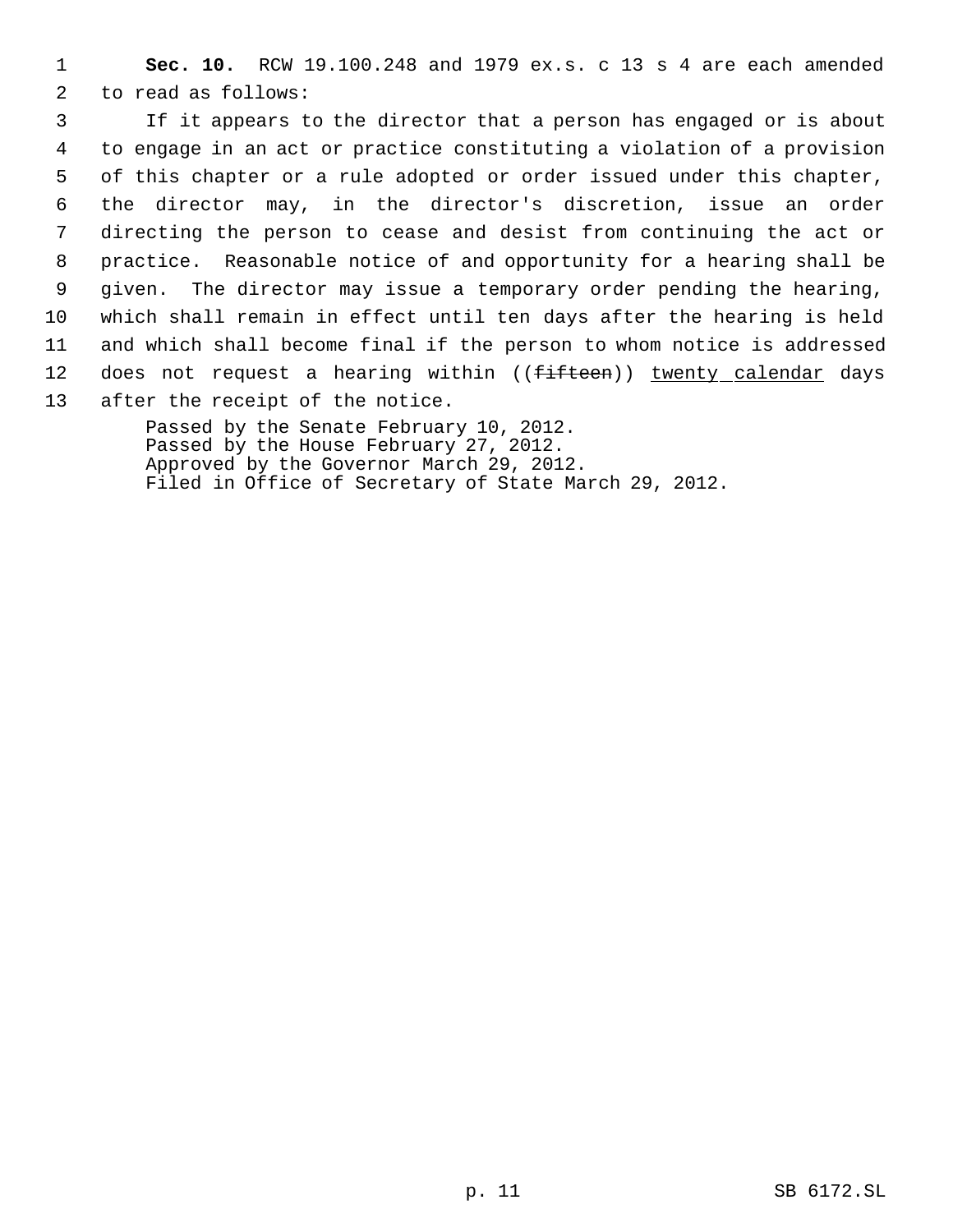**Sec. 10.** RCW 19.100.248 and 1979 ex.s. c 13 s 4 are each amended to read as follows:

If it appears to the director that a person has engaged or is about to engage in an act or practice constituting a violation of a provision of this chapter or a rule adopted or order issued under this chapter, the director may, in the director's discretion, issue an order directing the person to cease and desist from continuing the act or practice. Reasonable notice of and opportunity for a hearing shall be given. The director may issue a temporary order pending the hearing, which shall remain in effect until ten days after the hearing is held and which shall become final if the person to whom notice is addressed does not request a hearing within ((~~fifteen~~)) <u>twenty calendar</u> days after the receipt of the notice.

Passed by the Senate February 10, 2012.
Passed by the House February 27, 2012.
Approved by the Governor March 29, 2012.
Filed in Office of Secretary of State March 29, 2012.